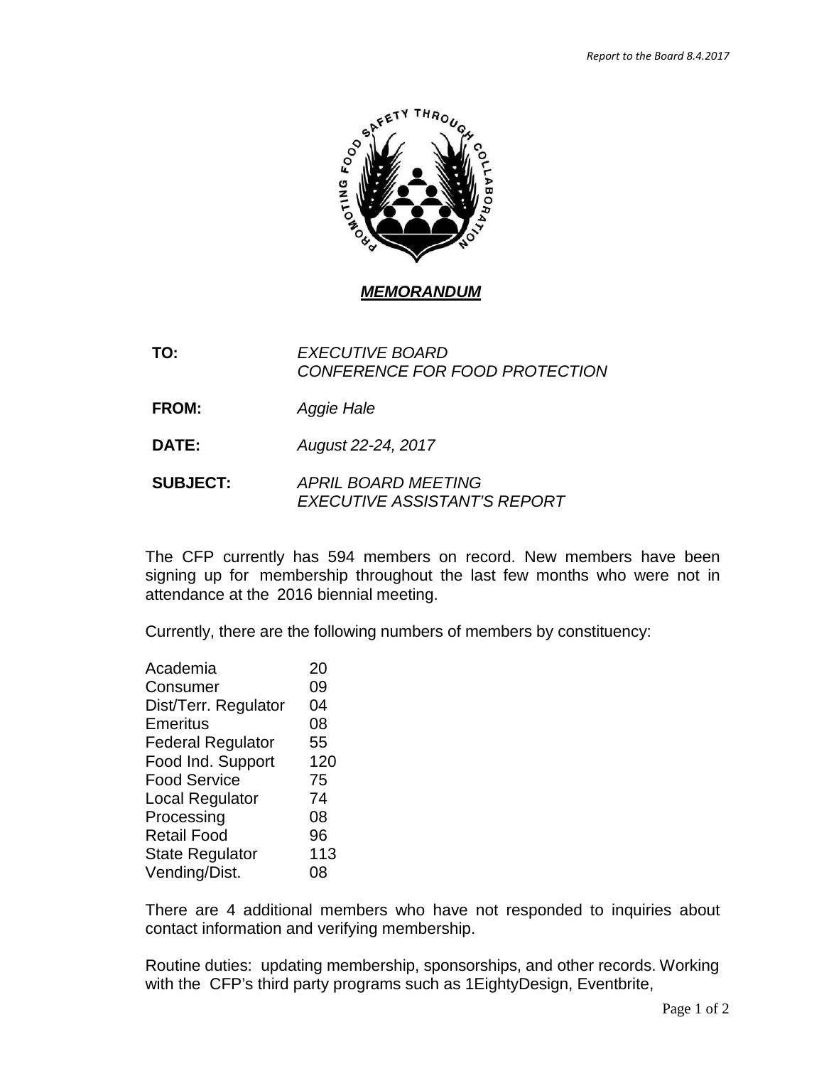## *MEMORANDUM*

**TO:** *EXECUTIVE BOARD*
*CONFERENCE FOR FOOD PROTECTION*

**FROM:** *Aggie Hale*

**DATE:** *August 22-24, 2017*

**SUBJECT:** *APRIL BOARD MEETING*
*EXECUTIVE ASSISTANT'S REPORT*

The CFP currently has 594 members on record. New members have been signing up for membership throughout the last few months who were not in attendance at the 2016 biennial meeting.

Currently, there are the following numbers of members by constituency:

| Constituency | Members |
|---|---|
| Academia | 20 |
| Consumer | 09 |
| Dist/Terr. Regulator | 04 |
| Emeritus | 08 |
| Federal Regulator | 55 |
| Food Ind. Support | 120 |
| Food Service | 75 |
| Local Regulator | 74 |
| Processing | 08 |
| Retail Food | 96 |
| State Regulator | 113 |
| Vending/Dist. | 08 |

There are 4 additional members who have not responded to inquiries about contact information and verifying membership.

Routine duties: updating membership, sponsorships, and other records. Working with the CFP's third party programs such as 1EightyDesign, Eventbrite,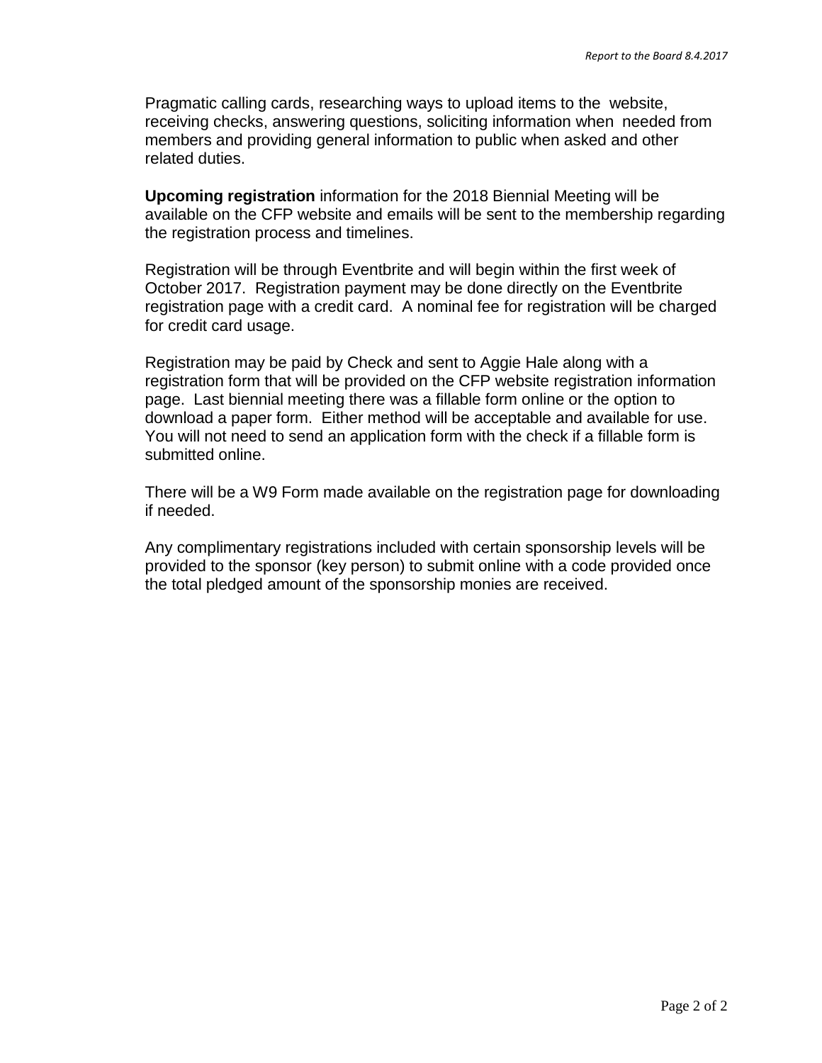Pragmatic calling cards, researching ways to upload items to the website, receiving checks, answering questions, soliciting information when needed from members and providing general information to public when asked and other related duties.

**Upcoming registration** information for the 2018 Biennial Meeting will be available on the CFP website and emails will be sent to the membership regarding the registration process and timelines.

Registration will be through Eventbrite and will begin within the first week of October 2017. Registration payment may be done directly on the Eventbrite registration page with a credit card. A nominal fee for registration will be charged for credit card usage.

Registration may be paid by Check and sent to Aggie Hale along with a registration form that will be provided on the CFP website registration information page. Last biennial meeting there was a fillable form online or the option to download a paper form. Either method will be acceptable and available for use. You will not need to send an application form with the check if a fillable form is submitted online.

There will be a W9 Form made available on the registration page for downloading if needed.

Any complimentary registrations included with certain sponsorship levels will be provided to the sponsor (key person) to submit online with a code provided once the total pledged amount of the sponsorship monies are received.